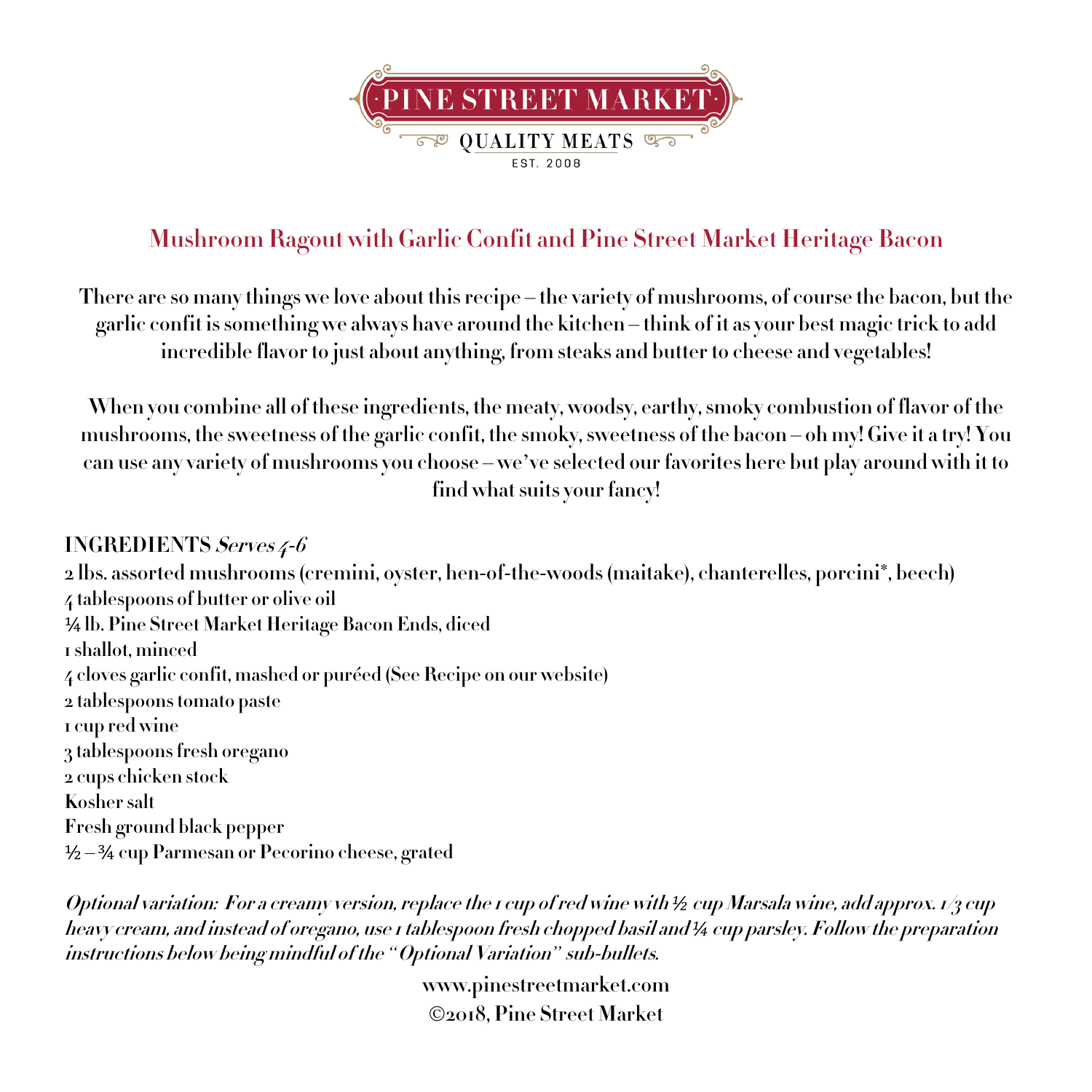PINE STREET MARKET
QUALITY MEATS
EST. 2008

# Mushroom Ragout with Garlic Confit and Pine Street Market Heritage Bacon

**There are so many things we love about this recipe – the variety of mushrooms, of course the bacon, but the garlic confit is something we always have around the kitchen – think of it as your best magic trick to add incredible flavor to just about anything, from steaks and butter to cheese and vegetables!**

**When you combine all of these ingredients, the meaty, woodsy, earthy, smoky combustion of flavor of the mushrooms, the sweetness of the garlic confit, the smoky, sweetness of the bacon – oh my! Give it a try! You can use any variety of mushrooms you choose – we've selected our favorites here but play around with it to find what suits your fancy!**

**INGREDIENTS** ***Serves 4-6***

**2 lbs. assorted mushrooms (cremini, oyster, hen-of-the-woods (maitake), chanterelles, porcini*, beech)**
**4 tablespoons of butter or olive oil**
**¼ lb. Pine Street Market Heritage Bacon Ends, diced**
**1 shallot, minced**
**4 cloves garlic confit, mashed or puréed (See Recipe on our website)**
**2 tablespoons tomato paste**
**1 cup red wine**
**3 tablespoons fresh oregano**
**2 cups chicken stock**
**Kosher salt**
**Fresh ground black pepper**
**½ – ¾ cup Parmesan or Pecorino cheese, grated**

***Optional variation: For a creamy version, replace the 1 cup of red wine with ½ cup Marsala wine, add approx. 1/3 cup heavy cream, and instead of oregano, use 1 tablespoon fresh chopped basil and ¼ cup parsley. Follow the preparation instructions below being mindful of the "Optional Variation" sub-bullets.***

**www.pinestreetmarket.com**
**©2018, Pine Street Market**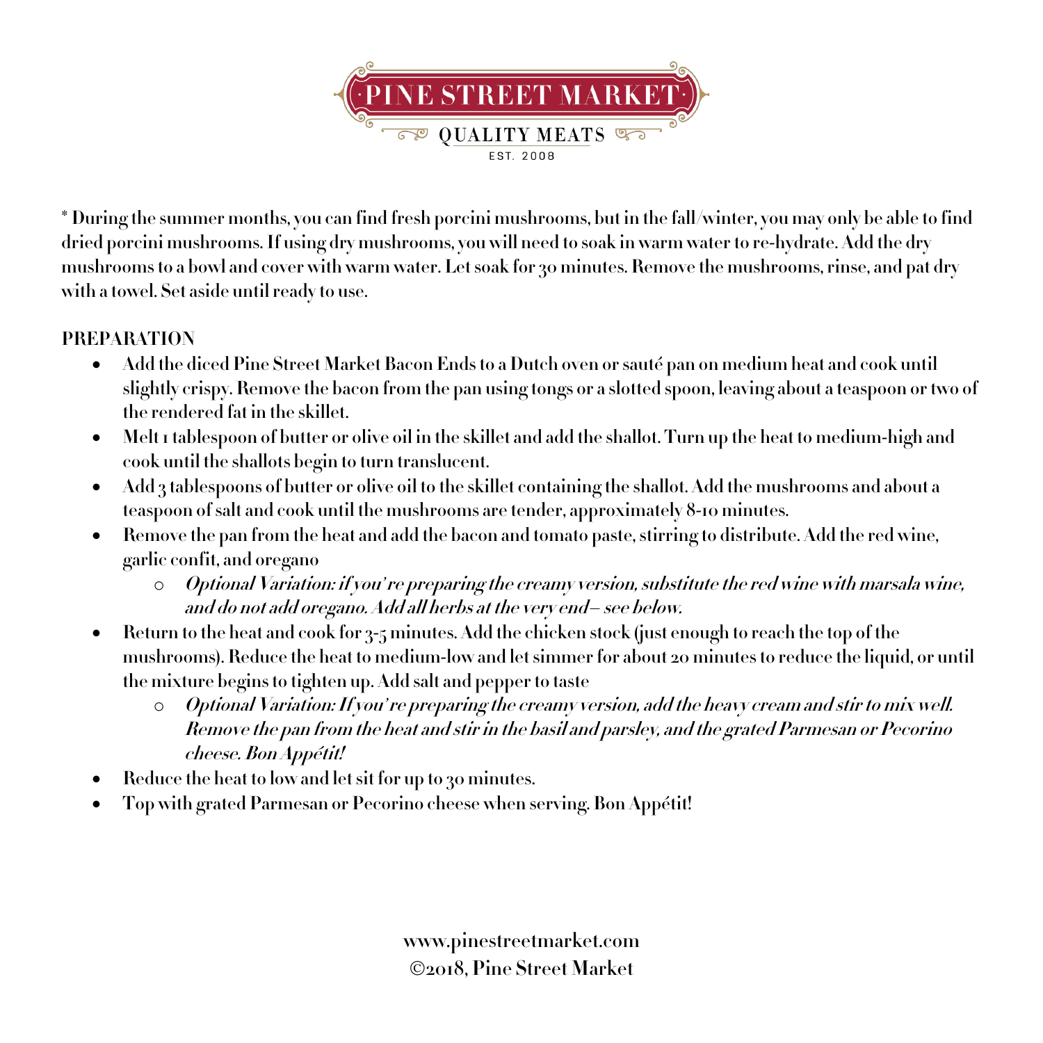\* During the summer months, you can find fresh porcini mushrooms, but in the fall/winter, you may only be able to find dried porcini mushrooms. If using dry mushrooms, you will need to soak in warm water to re-hydrate. Add the dry mushrooms to a bowl and cover with warm water. Let soak for 30 minutes. Remove the mushrooms, rinse, and pat dry with a towel. Set aside until ready to use.

**PREPARATION**

- Add the diced Pine Street Market Bacon Ends to a Dutch oven or sauté pan on medium heat and cook until slightly crispy. Remove the bacon from the pan using tongs or a slotted spoon, leaving about a teaspoon or two of the rendered fat in the skillet.
- Melt 1 tablespoon of butter or olive oil in the skillet and add the shallot. Turn up the heat to medium-high and cook until the shallots begin to turn translucent.
- Add 3 tablespoons of butter or olive oil to the skillet containing the shallot. Add the mushrooms and about a teaspoon of salt and cook until the mushrooms are tender, approximately 8-10 minutes.
- Remove the pan from the heat and add the bacon and tomato paste, stirring to distribute. Add the red wine, garlic confit, and oregano
  - *Optional Variation: if you're preparing the creamy version, substitute the red wine with marsala wine, and do not add oregano. Add all herbs at the very end– see below.*
- Return to the heat and cook for 3-5 minutes. Add the chicken stock (just enough to reach the top of the mushrooms). Reduce the heat to medium-low and let simmer for about 20 minutes to reduce the liquid, or until the mixture begins to tighten up. Add salt and pepper to taste
  - *Optional Variation: If you're preparing the creamy version, add the heavy cream and stir to mix well. Remove the pan from the heat and stir in the basil and parsley, and the grated Parmesan or Pecorino cheese. Bon Appétit!*
- Reduce the heat to low and let sit for up to 30 minutes.
- Top with grated Parmesan or Pecorino cheese when serving. Bon Appétit!

www.pinestreetmarket.com
©2018, Pine Street Market